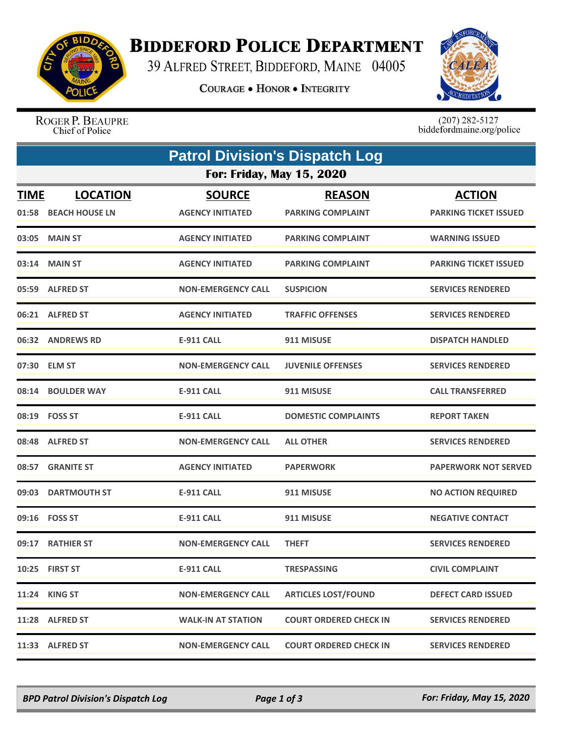# Biddeford Police Department

39 Alfred Street, Biddeford, Maine 04005

Courage • Honor • Integrity

Roger P. Beaupre
Chief of Police

(207) 282-5127
biddefordmaine.org/police

## Patrol Division's Dispatch Log

### For: Friday, May 15, 2020

| TIME | LOCATION | SOURCE | REASON | ACTION |
|---|---|---|---|---|
| 01:58 | BEACH HOUSE LN | AGENCY INITIATED | PARKING COMPLAINT | PARKING TICKET ISSUED |
| 03:05 | MAIN ST | AGENCY INITIATED | PARKING COMPLAINT | WARNING ISSUED |
| 03:14 | MAIN ST | AGENCY INITIATED | PARKING COMPLAINT | PARKING TICKET ISSUED |
| 05:59 | ALFRED ST | NON-EMERGENCY CALL | SUSPICION | SERVICES RENDERED |
| 06:21 | ALFRED ST | AGENCY INITIATED | TRAFFIC OFFENSES | SERVICES RENDERED |
| 06:32 | ANDREWS RD | E-911 CALL | 911 MISUSE | DISPATCH HANDLED |
| 07:30 | ELM ST | NON-EMERGENCY CALL | JUVENILE OFFENSES | SERVICES RENDERED |
| 08:14 | BOULDER WAY | E-911 CALL | 911 MISUSE | CALL TRANSFERRED |
| 08:19 | FOSS ST | E-911 CALL | DOMESTIC COMPLAINTS | REPORT TAKEN |
| 08:48 | ALFRED ST | NON-EMERGENCY CALL | ALL OTHER | SERVICES RENDERED |
| 08:57 | GRANITE ST | AGENCY INITIATED | PAPERWORK | PAPERWORK NOT SERVED |
| 09:03 | DARTMOUTH ST | E-911 CALL | 911 MISUSE | NO ACTION REQUIRED |
| 09:16 | FOSS ST | E-911 CALL | 911 MISUSE | NEGATIVE CONTACT |
| 09:17 | RATHIER ST | NON-EMERGENCY CALL | THEFT | SERVICES RENDERED |
| 10:25 | FIRST ST | E-911 CALL | TRESPASSING | CIVIL COMPLAINT |
| 11:24 | KING ST | NON-EMERGENCY CALL | ARTICLES LOST/FOUND | DEFECT CARD ISSUED |
| 11:28 | ALFRED ST | WALK-IN AT STATION | COURT ORDERED CHECK IN | SERVICES RENDERED |
| 11:33 | ALFRED ST | NON-EMERGENCY CALL | COURT ORDERED CHECK IN | SERVICES RENDERED |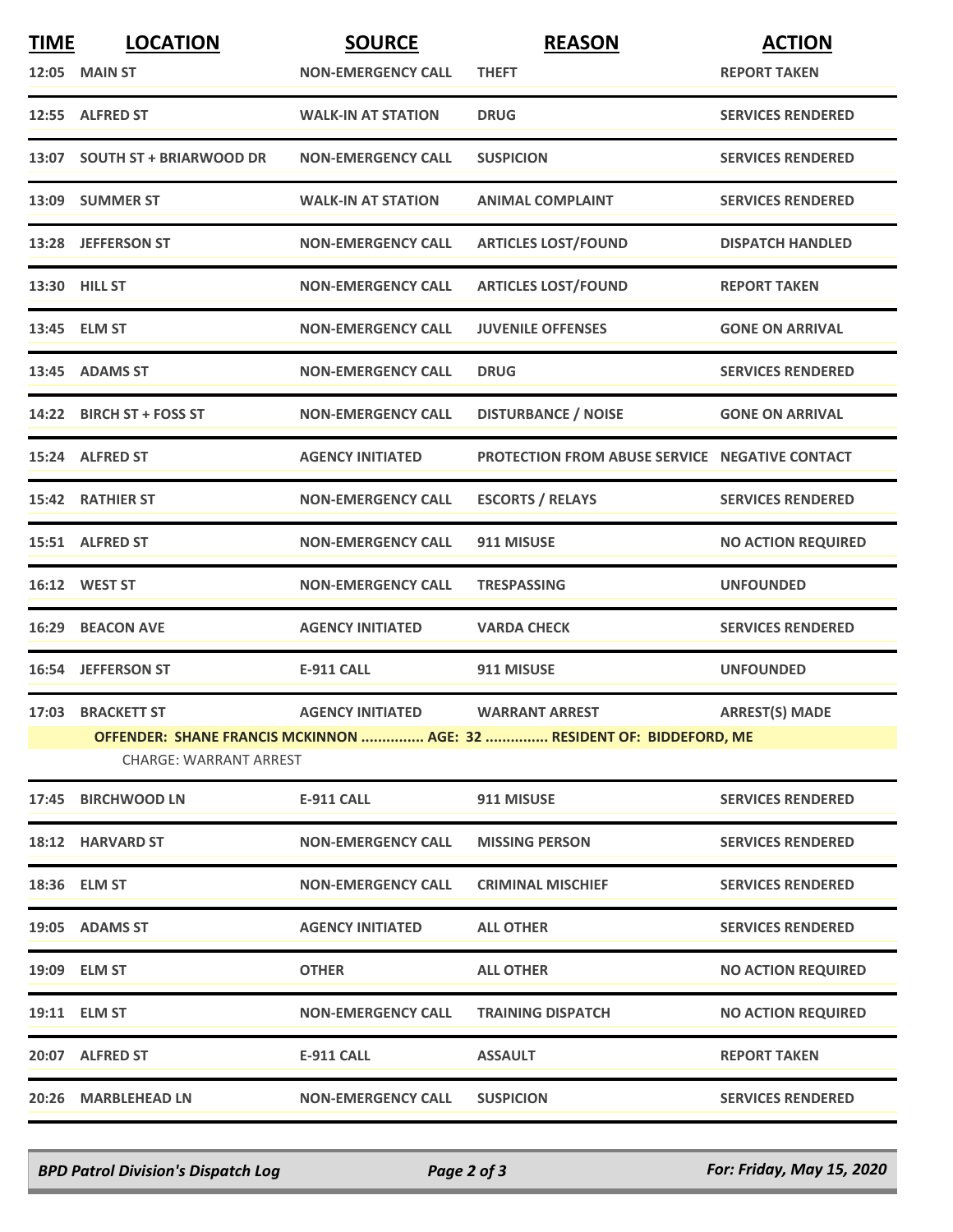| TIME | LOCATION | SOURCE | REASON | ACTION |
|---|---|---|---|---|
| 12:05 | MAIN ST | NON-EMERGENCY CALL | THEFT | REPORT TAKEN |
| 12:55 | ALFRED ST | WALK-IN AT STATION | DRUG | SERVICES RENDERED |
| 13:07 | SOUTH ST + BRIARWOOD DR | NON-EMERGENCY CALL | SUSPICION | SERVICES RENDERED |
| 13:09 | SUMMER ST | WALK-IN AT STATION | ANIMAL COMPLAINT | SERVICES RENDERED |
| 13:28 | JEFFERSON ST | NON-EMERGENCY CALL | ARTICLES LOST/FOUND | DISPATCH HANDLED |
| 13:30 | HILL ST | NON-EMERGENCY CALL | ARTICLES LOST/FOUND | REPORT TAKEN |
| 13:45 | ELM ST | NON-EMERGENCY CALL | JUVENILE OFFENSES | GONE ON ARRIVAL |
| 13:45 | ADAMS ST | NON-EMERGENCY CALL | DRUG | SERVICES RENDERED |
| 14:22 | BIRCH ST + FOSS ST | NON-EMERGENCY CALL | DISTURBANCE / NOISE | GONE ON ARRIVAL |
| 15:24 | ALFRED ST | AGENCY INITIATED | PROTECTION FROM ABUSE SERVICE | NEGATIVE CONTACT |
| 15:42 | RATHIER ST | NON-EMERGENCY CALL | ESCORTS / RELAYS | SERVICES RENDERED |
| 15:51 | ALFRED ST | NON-EMERGENCY CALL | 911 MISUSE | NO ACTION REQUIRED |
| 16:12 | WEST ST | NON-EMERGENCY CALL | TRESPASSING | UNFOUNDED |
| 16:29 | BEACON AVE | AGENCY INITIATED | VARDA CHECK | SERVICES RENDERED |
| 16:54 | JEFFERSON ST | E-911 CALL | 911 MISUSE | UNFOUNDED |
| 17:03 | BRACKETT ST | AGENCY INITIATED | WARRANT ARREST | ARREST(S) MADE |
| | OFFENDER: SHANE FRANCIS MCKINNON ............... AGE: 32 ............... RESIDENT OF: BIDDEFORD, ME | | | |
| | CHARGE: WARRANT ARREST | | | |
| 17:45 | BIRCHWOOD LN | E-911 CALL | 911 MISUSE | SERVICES RENDERED |
| 18:12 | HARVARD ST | NON-EMERGENCY CALL | MISSING PERSON | SERVICES RENDERED |
| 18:36 | ELM ST | NON-EMERGENCY CALL | CRIMINAL MISCHIEF | SERVICES RENDERED |
| 19:05 | ADAMS ST | AGENCY INITIATED | ALL OTHER | SERVICES RENDERED |
| 19:09 | ELM ST | OTHER | ALL OTHER | NO ACTION REQUIRED |
| 19:11 | ELM ST | NON-EMERGENCY CALL | TRAINING DISPATCH | NO ACTION REQUIRED |
| 20:07 | ALFRED ST | E-911 CALL | ASSAULT | REPORT TAKEN |
| 20:26 | MARBLEHEAD LN | NON-EMERGENCY CALL | SUSPICION | SERVICES RENDERED |

*BPD Patrol Division's Dispatch Log* — *For: Friday, May 15, 2020*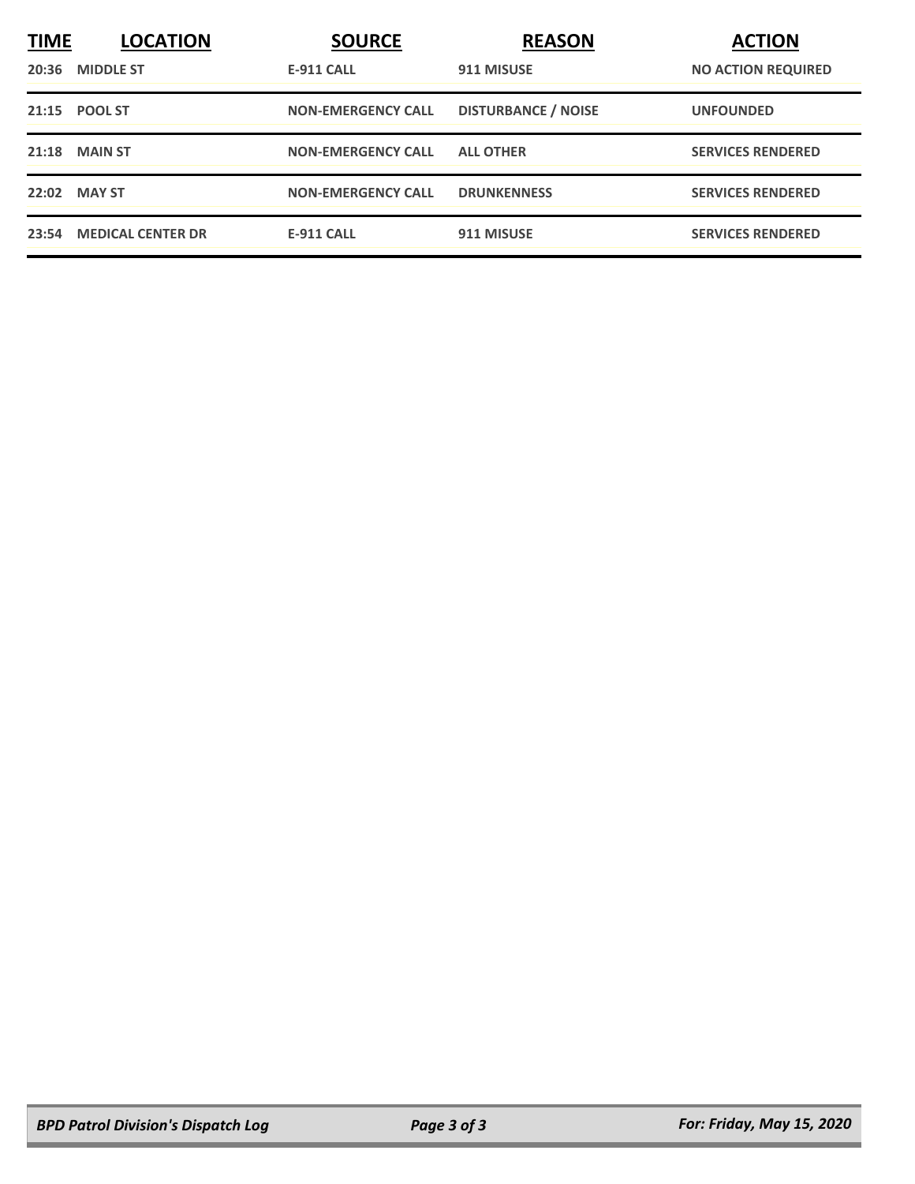| TIME | LOCATION | SOURCE | REASON | ACTION |
|---|---|---|---|---|
| 20:36 | MIDDLE ST | E-911 CALL | 911 MISUSE | NO ACTION REQUIRED |
| 21:15 | POOL ST | NON-EMERGENCY CALL | DISTURBANCE / NOISE | UNFOUNDED |
| 21:18 | MAIN ST | NON-EMERGENCY CALL | ALL OTHER | SERVICES RENDERED |
| 22:02 | MAY ST | NON-EMERGENCY CALL | DRUNKENNESS | SERVICES RENDERED |
| 23:54 | MEDICAL CENTER DR | E-911 CALL | 911 MISUSE | SERVICES RENDERED |